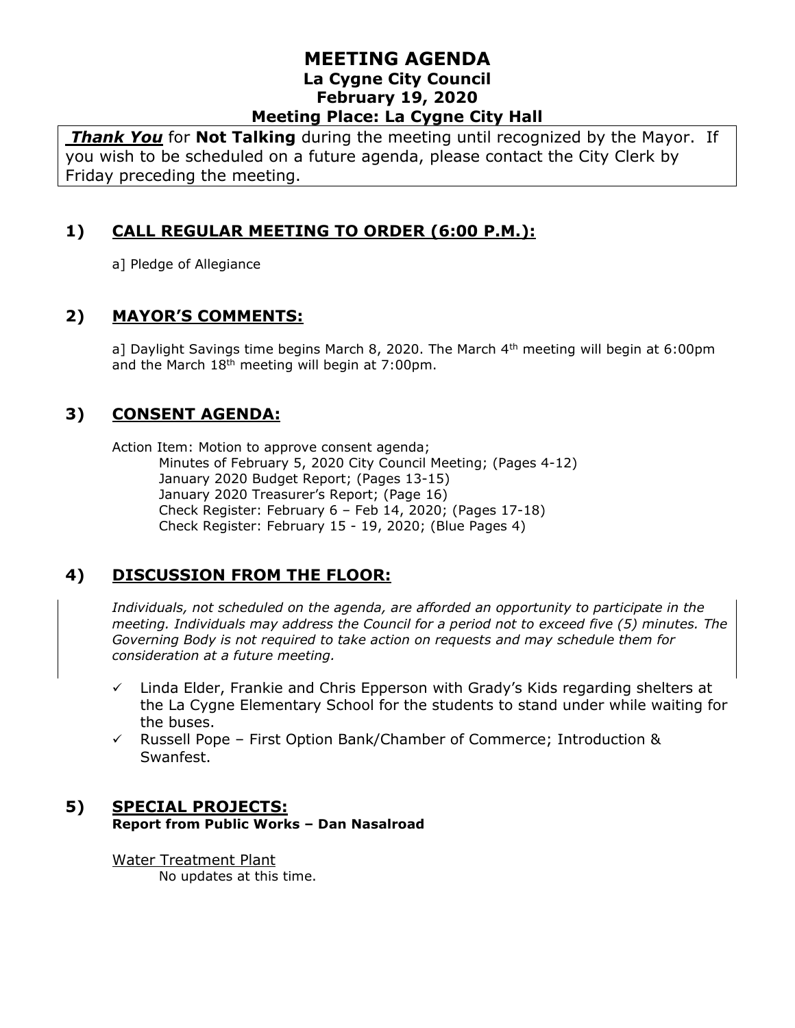# MEETING AGENDA
## La Cygne City Council
## February 19, 2020
## Meeting Place: La Cygne City Hall

***Thank You*** for **Not Talking** during the meeting until recognized by the Mayor. If you wish to be scheduled on a future agenda, please contact the City Clerk by Friday preceding the meeting.

## 1) CALL REGULAR MEETING TO ORDER (6:00 P.M.):

a] Pledge of Allegiance

## 2) MAYOR'S COMMENTS:

a] Daylight Savings time begins March 8, 2020. The March 4th meeting will begin at 6:00pm and the March 18th meeting will begin at 7:00pm.

## 3) CONSENT AGENDA:

Action Item: Motion to approve consent agenda;
- Minutes of February 5, 2020 City Council Meeting; (Pages 4-12)
- January 2020 Budget Report; (Pages 13-15)
- January 2020 Treasurer's Report; (Page 16)
- Check Register: February 6 – Feb 14, 2020; (Pages 17-18)
- Check Register: February 15 - 19, 2020; (Blue Pages 4)

## 4) DISCUSSION FROM THE FLOOR:

*Individuals, not scheduled on the agenda, are afforded an opportunity to participate in the meeting. Individuals may address the Council for a period not to exceed five (5) minutes. The Governing Body is not required to take action on requests and may schedule them for consideration at a future meeting.*

- ✓ Linda Elder, Frankie and Chris Epperson with Grady's Kids regarding shelters at the La Cygne Elementary School for the students to stand under while waiting for the buses.
- ✓ Russell Pope – First Option Bank/Chamber of Commerce; Introduction & Swanfest.

## 5) SPECIAL PROJECTS:
**Report from Public Works – Dan Nasalroad**

Water Treatment Plant
No updates at this time.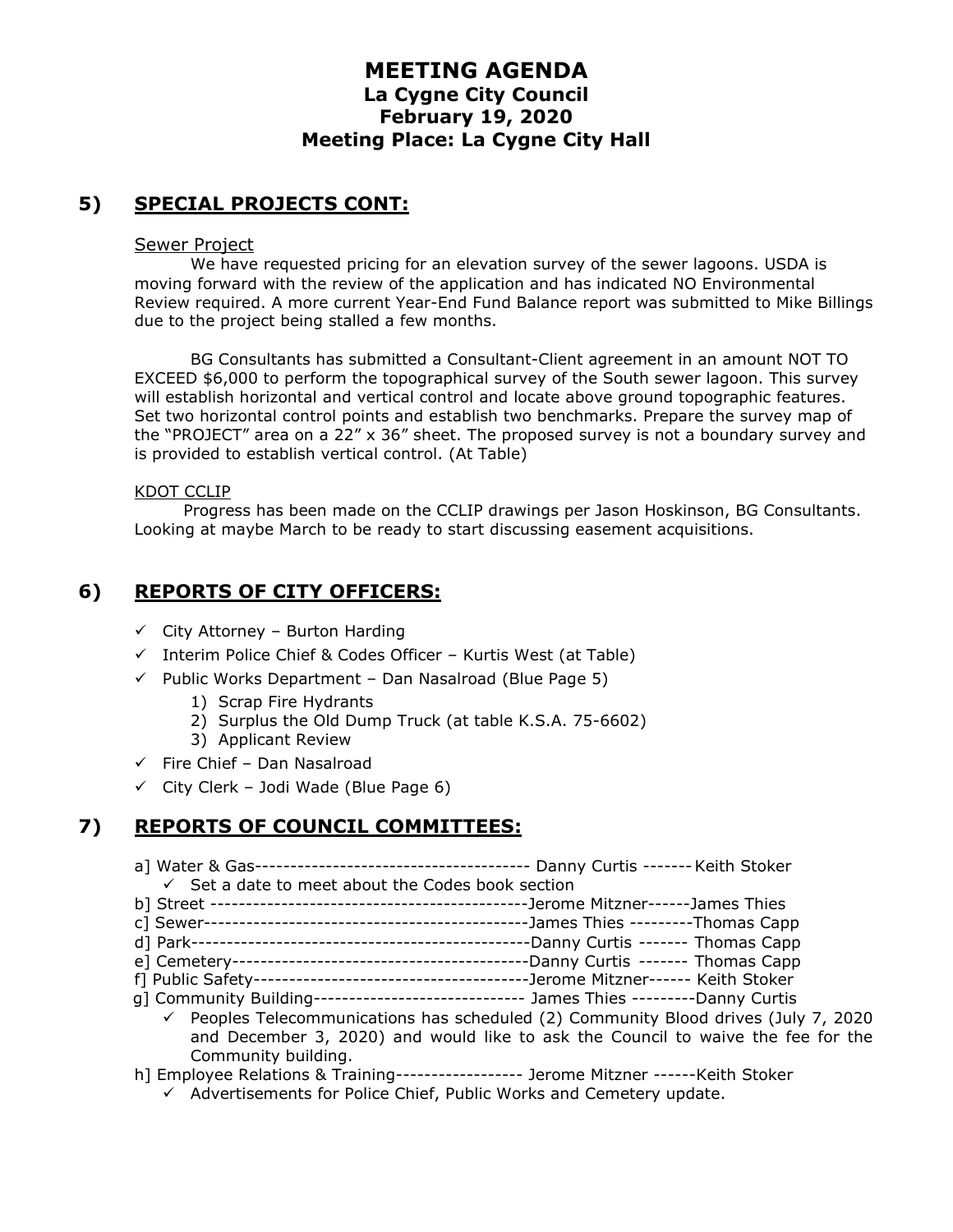# MEETING AGENDA
## La Cygne City Council
## February 19, 2020
## Meeting Place: La Cygne City Hall

## 5) SPECIAL PROJECTS CONT:

Sewer Project

We have requested pricing for an elevation survey of the sewer lagoons. USDA is moving forward with the review of the application and has indicated NO Environmental Review required. A more current Year-End Fund Balance report was submitted to Mike Billings due to the project being stalled a few months.

BG Consultants has submitted a Consultant-Client agreement in an amount NOT TO EXCEED $6,000 to perform the topographical survey of the South sewer lagoon. This survey will establish horizontal and vertical control and locate above ground topographic features. Set two horizontal control points and establish two benchmarks. Prepare the survey map of the "PROJECT" area on a 22" x 36" sheet. The proposed survey is not a boundary survey and is provided to establish vertical control. (At Table)

KDOT CCLIP

Progress has been made on the CCLIP drawings per Jason Hoskinson, BG Consultants. Looking at maybe March to be ready to start discussing easement acquisitions.

## 6) REPORTS OF CITY OFFICERS:

- ✓ City Attorney – Burton Harding
- ✓ Interim Police Chief & Codes Officer – Kurtis West (at Table)
- ✓ Public Works Department – Dan Nasalroad (Blue Page 5)
    1) Scrap Fire Hydrants
    2) Surplus the Old Dump Truck (at table K.S.A. 75-6602)
    3) Applicant Review
- ✓ Fire Chief – Dan Nasalroad
- ✓ City Clerk – Jodi Wade (Blue Page 6)

## 7) REPORTS OF COUNCIL COMMITTEES:

a] Water & Gas-------------------------------------- Danny Curtis ------- Keith Stoker
- ✓ Set a date to meet about the Codes book section

b] Street -------------------------------------------Jerome Mitzner------James Thies

c] Sewer---------------------------------------------James Thies ---------Thomas Capp

d] Park-----------------------------------------------Danny Curtis ------- Thomas Capp

e] Cemetery------------------------------------------Danny Curtis ------- Thomas Capp

f] Public Safety---------------------------------------Jerome Mitzner------ Keith Stoker

g] Community Building------------------------------ James Thies ---------Danny Curtis
- ✓ Peoples Telecommunications has scheduled (2) Community Blood drives (July 7, 2020 and December 3, 2020) and would like to ask the Council to waive the fee for the Community building.

h] Employee Relations & Training------------------ Jerome Mitzner ------Keith Stoker
- ✓ Advertisements for Police Chief, Public Works and Cemetery update.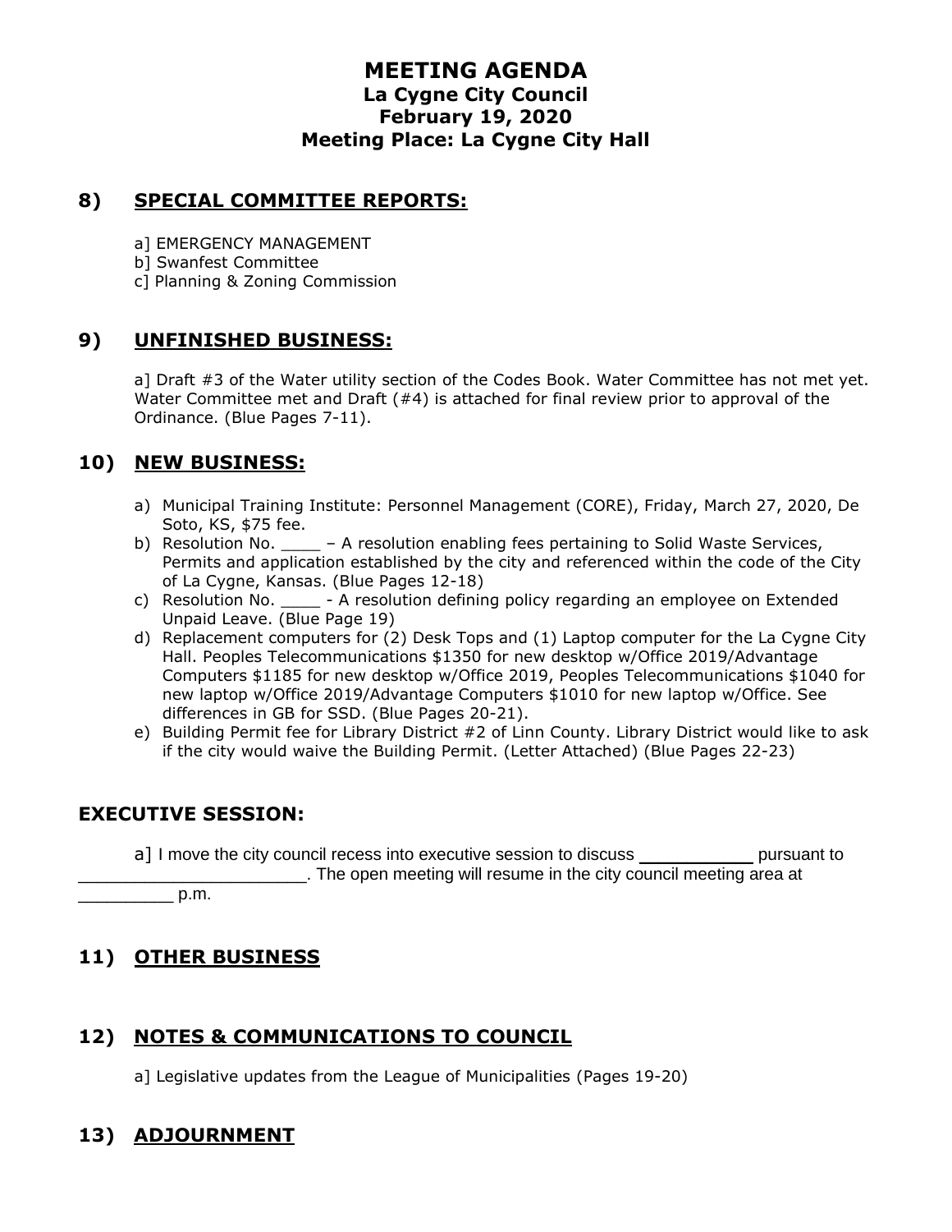# MEETING AGENDA
## La Cygne City Council
## February 19, 2020
## Meeting Place: La Cygne City Hall

## 8) SPECIAL COMMITTEE REPORTS:

a] EMERGENCY MANAGEMENT
b] Swanfest Committee
c] Planning & Zoning Commission

## 9) UNFINISHED BUSINESS:

a] Draft #3 of the Water utility section of the Codes Book. Water Committee has not met yet. Water Committee met and Draft (#4) is attached for final review prior to approval of the Ordinance. (Blue Pages 7-11).

## 10) NEW BUSINESS:

a) Municipal Training Institute: Personnel Management (CORE), Friday, March 27, 2020, De Soto, KS, $75 fee.
b) Resolution No. ____ – A resolution enabling fees pertaining to Solid Waste Services, Permits and application established by the city and referenced within the code of the City of La Cygne, Kansas. (Blue Pages 12-18)
c) Resolution No. ____ - A resolution defining policy regarding an employee on Extended Unpaid Leave. (Blue Page 19)
d) Replacement computers for (2) Desk Tops and (1) Laptop computer for the La Cygne City Hall. Peoples Telecommunications $1350 for new desktop w/Office 2019/Advantage Computers $1185 for new desktop w/Office 2019, Peoples Telecommunications $1040 for new laptop w/Office 2019/Advantage Computers $1010 for new laptop w/Office. See differences in GB for SSD. (Blue Pages 20-21).
e) Building Permit fee for Library District #2 of Linn County. Library District would like to ask if the city would waive the Building Permit. (Letter Attached) (Blue Pages 22-23)

## EXECUTIVE SESSION:

a] I move the city council recess into executive session to discuss ___________ pursuant to _______________________. The open meeting will resume in the city council meeting area at _________ p.m.

## 11) OTHER BUSINESS

## 12) NOTES & COMMUNICATIONS TO COUNCIL

a] Legislative updates from the League of Municipalities (Pages 19-20)

## 13) ADJOURNMENT